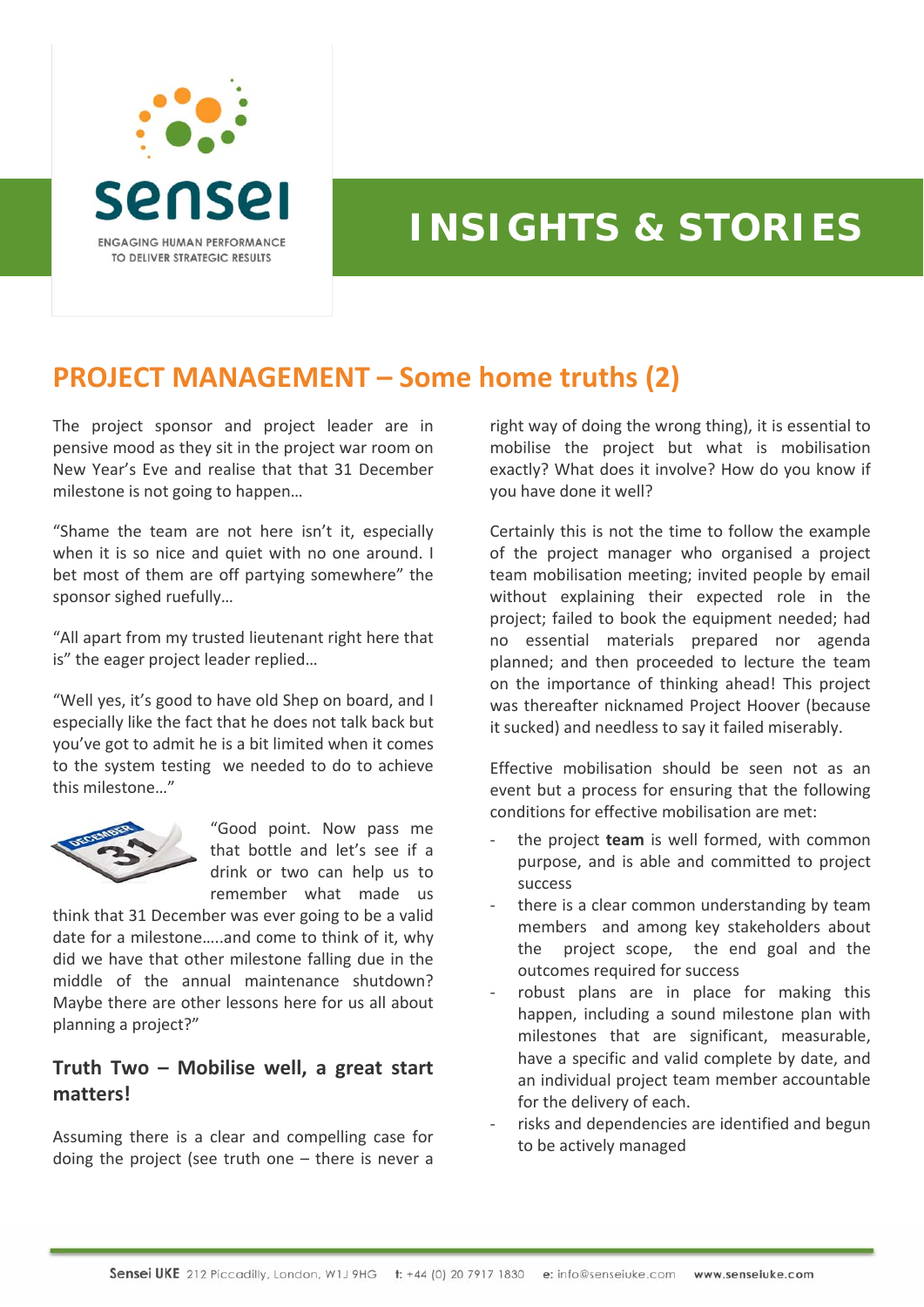# INSIGHTS & STORIES

## PROJECT MANAGEMENT – Some home truths (2)

The project sponsor and project leader are in pensive mood as they sit in the project war room on New Year's Eve and realise that that 31 December milestone is not going to happen…

"Shame the team are not here isn't it, especially when it is so nice and quiet with no one around. I bet most of them are off partying somewhere" the sponsor sighed ruefully…

"All apart from my trusted lieutenant right here that is" the eager project leader replied…

"Well yes, it's good to have old Shep on board, and I especially like the fact that he does not talk back but you've got to admit he is a bit limited when it comes to the system testing we needed to do to achieve this milestone…"

"Good point. Now pass me that bottle and let's see if a drink or two can help us to remember what made us think that 31 December was ever going to be a valid date for a milestone…..and come to think of it, why did we have that other milestone falling due in the middle of the annual maintenance shutdown? Maybe there are other lessons here for us all about planning a project?"

### Truth Two – Mobilise well, a great start matters!

Assuming there is a clear and compelling case for doing the project (see truth one – there is never a right way of doing the wrong thing), it is essential to mobilise the project but what is mobilisation exactly? What does it involve? How do you know if you have done it well?

Certainly this is not the time to follow the example of the project manager who organised a project team mobilisation meeting; invited people by email without explaining their expected role in the project; failed to book the equipment needed; had no essential materials prepared nor agenda planned; and then proceeded to lecture the team on the importance of thinking ahead! This project was thereafter nicknamed Project Hoover (because it sucked) and needless to say it failed miserably.

Effective mobilisation should be seen not as an event but a process for ensuring that the following conditions for effective mobilisation are met:

- the project **team** is well formed, with common purpose, and is able and committed to project success
- there is a clear common understanding by team members and among key stakeholders about the project scope, the end goal and the outcomes required for success
- robust plans are in place for making this happen, including a sound milestone plan with milestones that are significant, measurable, have a specific and valid complete by date, and an individual project team member accountable for the delivery of each.
- risks and dependencies are identified and begun to be actively managed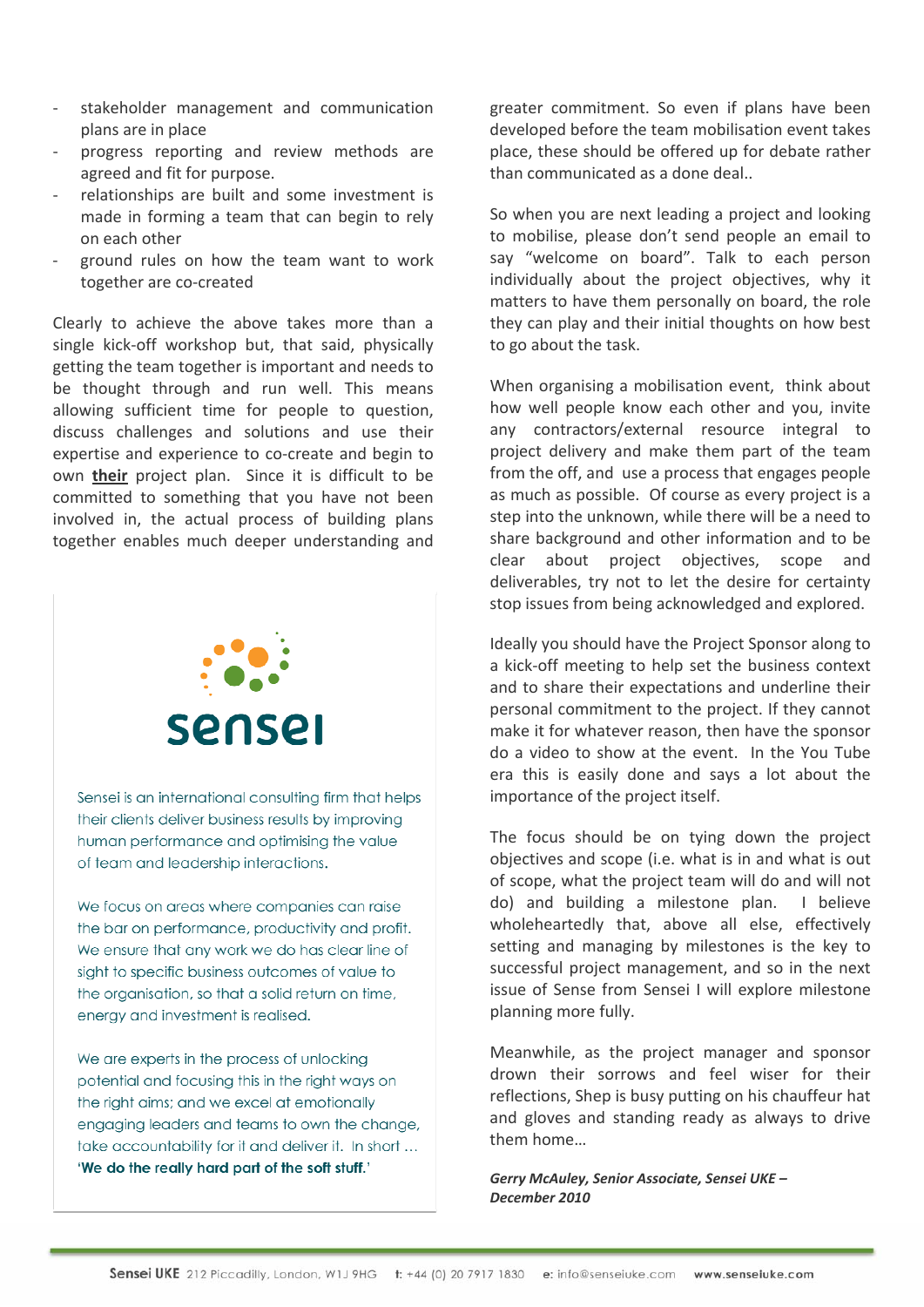- stakeholder management and communication plans are in place
- progress reporting and review methods are agreed and fit for purpose.
- relationships are built and some investment is made in forming a team that can begin to rely on each other
- ground rules on how the team want to work together are co-created

Clearly to achieve the above takes more than a single kick-off workshop but, that said, physically getting the team together is important and needs to be thought through and run well. This means allowing sufficient time for people to question, discuss challenges and solutions and use their expertise and experience to co-create and begin to own **their** project plan. Since it is difficult to be committed to something that you have not been involved in, the actual process of building plans together enables much deeper understanding and greater commitment. So even if plans have been developed before the team mobilisation event takes place, these should be offered up for debate rather than communicated as a done deal..

So when you are next leading a project and looking to mobilise, please don't send people an email to say "welcome on board". Talk to each person individually about the project objectives, why it matters to have them personally on board, the role they can play and their initial thoughts on how best to go about the task.

When organising a mobilisation event, think about how well people know each other and you, invite any contractors/external resource integral to project delivery and make them part of the team from the off, and use a process that engages people as much as possible. Of course as every project is a step into the unknown, while there will be a need to share background and other information and to be clear about project objectives, scope and deliverables, try not to let the desire for certainty stop issues from being acknowledged and explored.

Ideally you should have the Project Sponsor along to a kick-off meeting to help set the business context and to share their expectations and underline their personal commitment to the project. If they cannot make it for whatever reason, then have the sponsor do a video to show at the event. In the You Tube era this is easily done and says a lot about the importance of the project itself.

The focus should be on tying down the project objectives and scope (i.e. what is in and what is out of scope, what the project team will do and will not do) and building a milestone plan. I believe wholeheartedly that, above all else, effectively setting and managing by milestones is the key to successful project management, and so in the next issue of Sense from Sensei I will explore milestone planning more fully.

Meanwhile, as the project manager and sponsor drown their sorrows and feel wiser for their reflections, Shep is busy putting on his chauffeur hat and gloves and standing ready as always to drive them home…

***Gerry McAuley, Senior Associate, Sensei UKE – December 2010***

---

sensei

Sensei is an international consulting firm that helps their clients deliver business results by improving human performance and optimising the value of team and leadership interactions.

We focus on areas where companies can raise the bar on performance, productivity and profit. We ensure that any work we do has clear line of sight to specific business outcomes of value to the organisation, so that a solid return on time, energy and investment is realised.

We are experts in the process of unlocking potential and focusing this in the right ways on the right aims; and we excel at emotionally engaging leaders and teams to own the change, take accountability for it and deliver it. In short … **'We do the really hard part of the soft stuff.'**

**Sensei UKE** 212 Piccadilly, London, W1J 9HG **t:** +44 (0) 20 7917 1830 **e:** info@senseiuke.com **www.senseiuke.com**